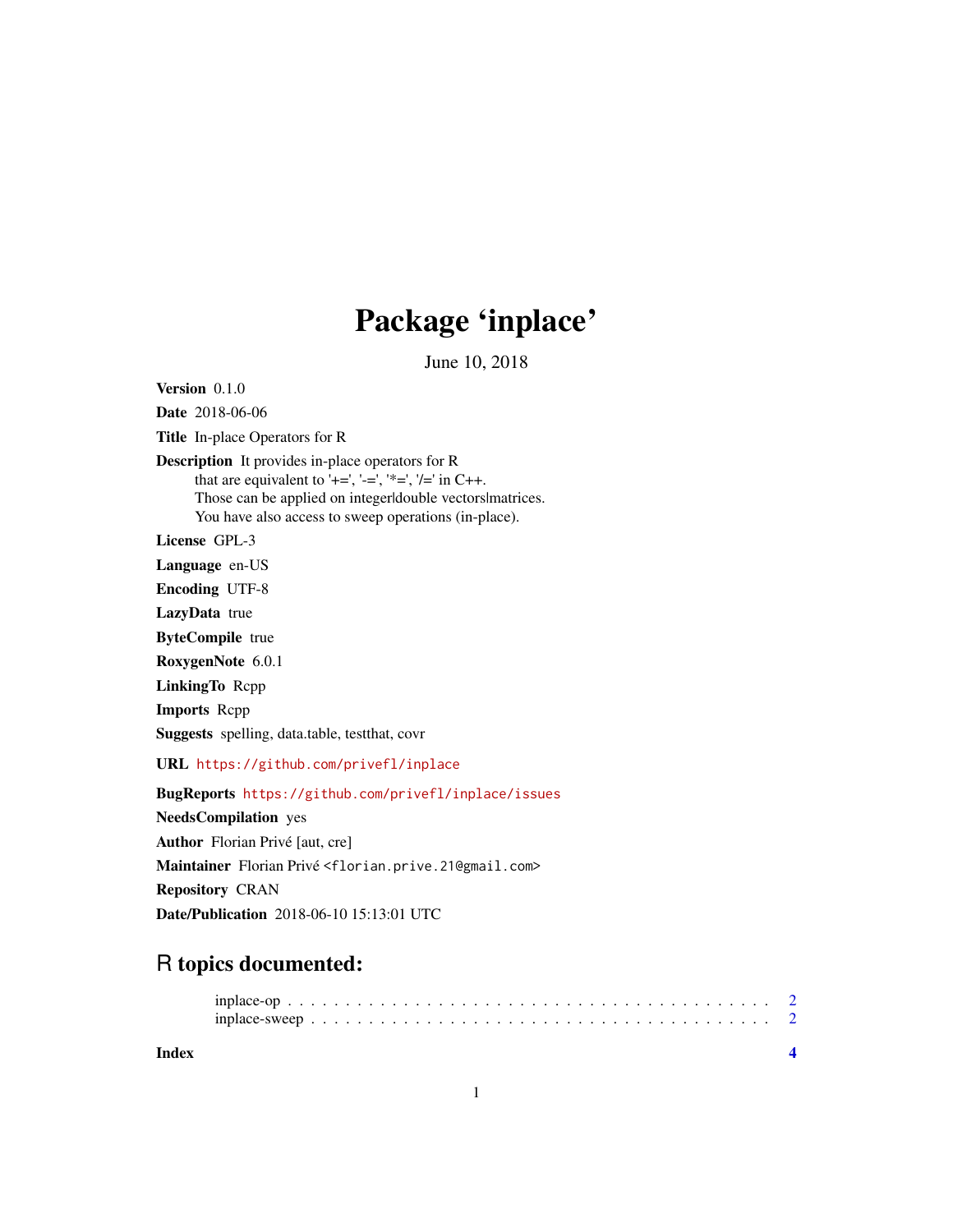# Package 'inplace'

June 10, 2018

**Version** 0.1.0

**Date** 2018-06-06

**Title** In-place Operators for R

**Description** It provides in-place operators for R
that are equivalent to '+=', '-=', '*=', '/=' in C++.
Those can be applied on integer|double vectors|matrices.
You have also access to sweep operations (in-place).

**License** GPL-3

**Language** en-US

**Encoding** UTF-8

**LazyData** true

**ByteCompile** true

**RoxygenNote** 6.0.1

**LinkingTo** Rcpp

**Imports** Rcpp

**Suggests** spelling, data.table, testthat, covr

**URL** https://github.com/privefl/inplace

**BugReports** https://github.com/privefl/inplace/issues

**NeedsCompilation** yes

**Author** Florian Privé [aut, cre]

**Maintainer** Florian Privé <florian.prive.21@gmail.com>

**Repository** CRAN

**Date/Publication** 2018-06-10 15:13:01 UTC

## R topics documented:

inplace-op . . . . . . . . . . . . . . . . . . . . . . . . . . . . . . . . . . . . . . . . 2
inplace-sweep . . . . . . . . . . . . . . . . . . . . . . . . . . . . . . . . . . . . . . 2

**Index** **4**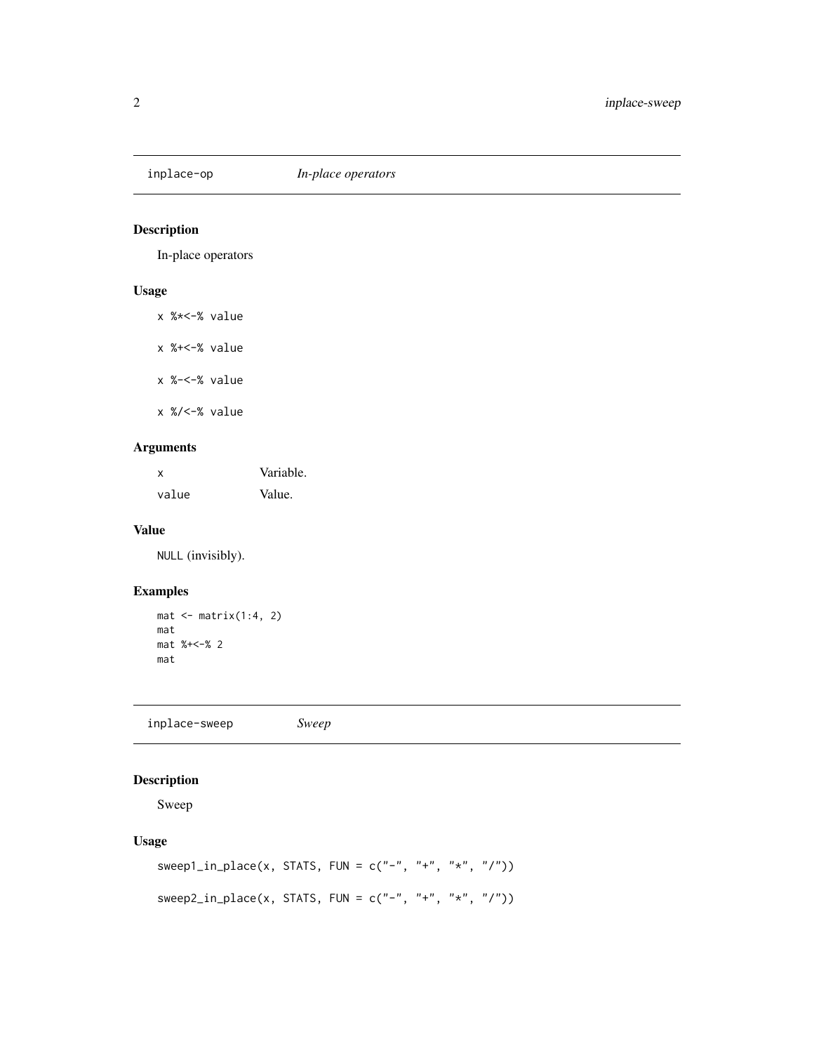## inplace-op *In-place operators*

### Description

In-place operators

### Usage

```
x %*<-% value

x %+<-% value

x %-<-% value

x %/<-% value
```

### Arguments

| | |
|---|---|
| x | Variable. |
| value | Value. |

### Value

NULL (invisibly).

### Examples

```
mat <- matrix(1:4, 2)
mat
mat %+<-% 2
mat
```

## inplace-sweep *Sweep*

### Description

Sweep

### Usage

```
sweep1_in_place(x, STATS, FUN = c("-", "+", "*", "/"))

sweep2_in_place(x, STATS, FUN = c("-", "+", "*", "/"))
```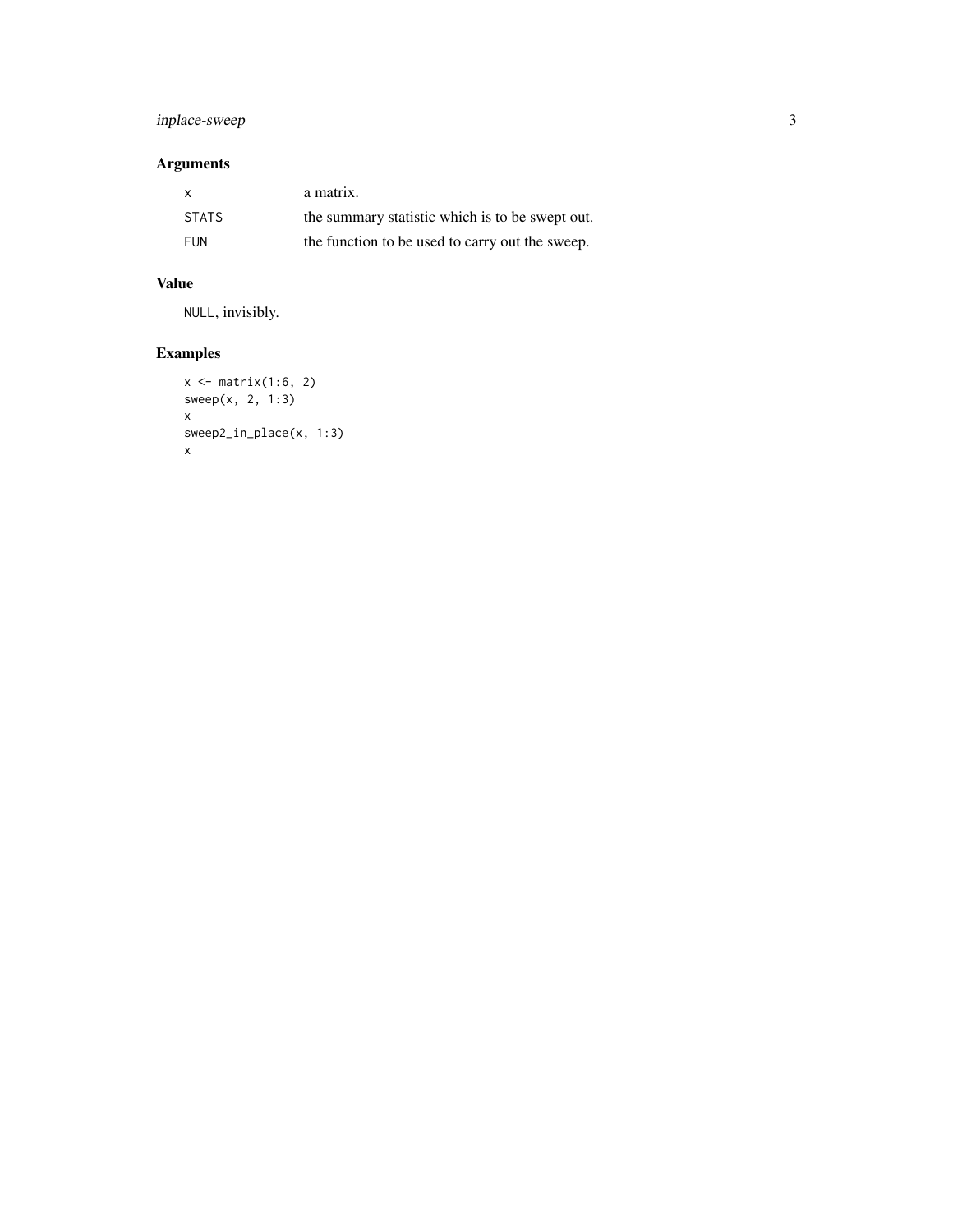## Arguments

| | |
|---|---|
| `x` | a matrix. |
| `STATS` | the summary statistic which is to be swept out. |
| `FUN` | the function to be used to carry out the sweep. |

## Value

`NULL`, invisibly.

## Examples

```
x <- matrix(1:6, 2)
sweep(x, 2, 1:3)
x
sweep2_in_place(x, 1:3)
x
```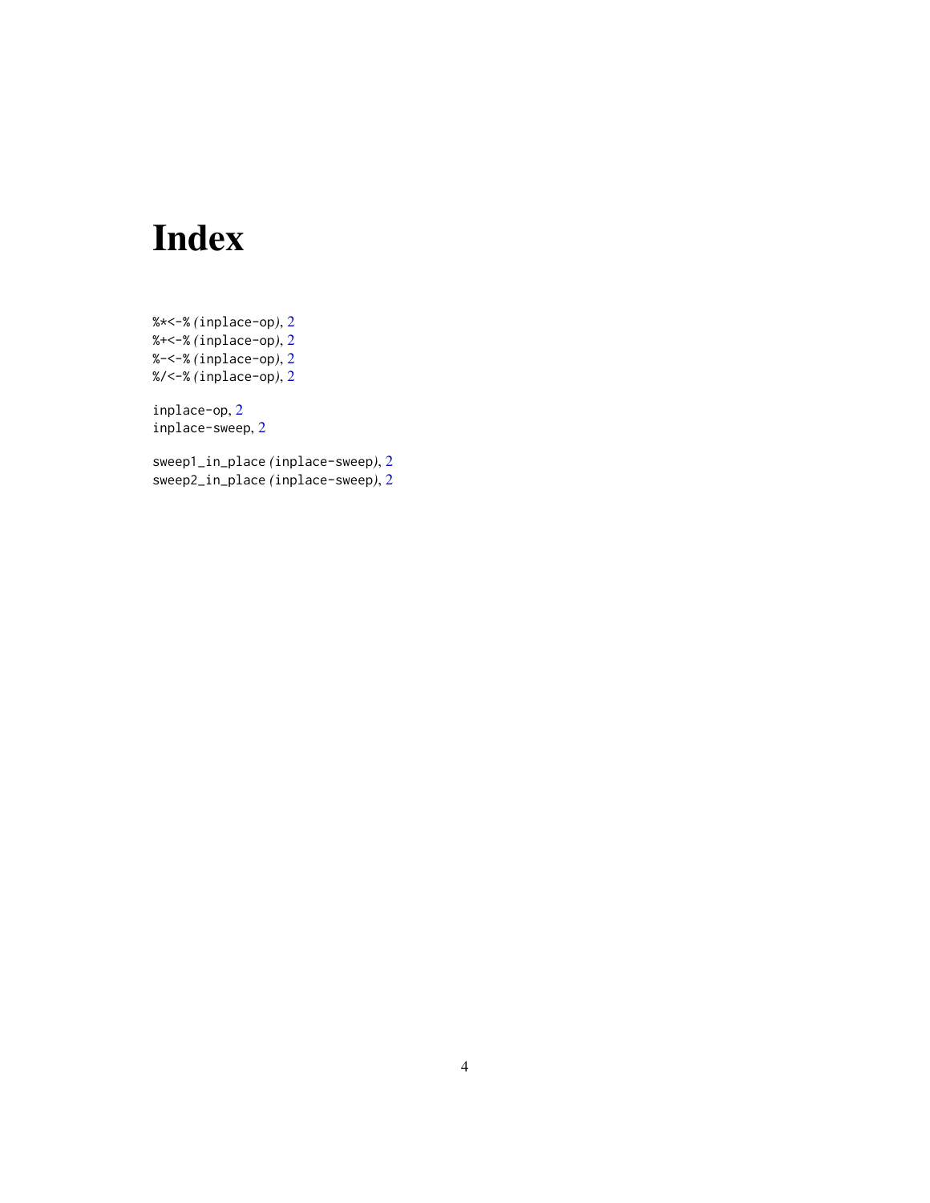# Index

%*<-% (inplace-op), 2
%+<-% (inplace-op), 2
%-<-% (inplace-op), 2
%/<-% (inplace-op), 2

inplace-op, 2
inplace-sweep, 2

sweep1_in_place (inplace-sweep), 2
sweep2_in_place (inplace-sweep), 2